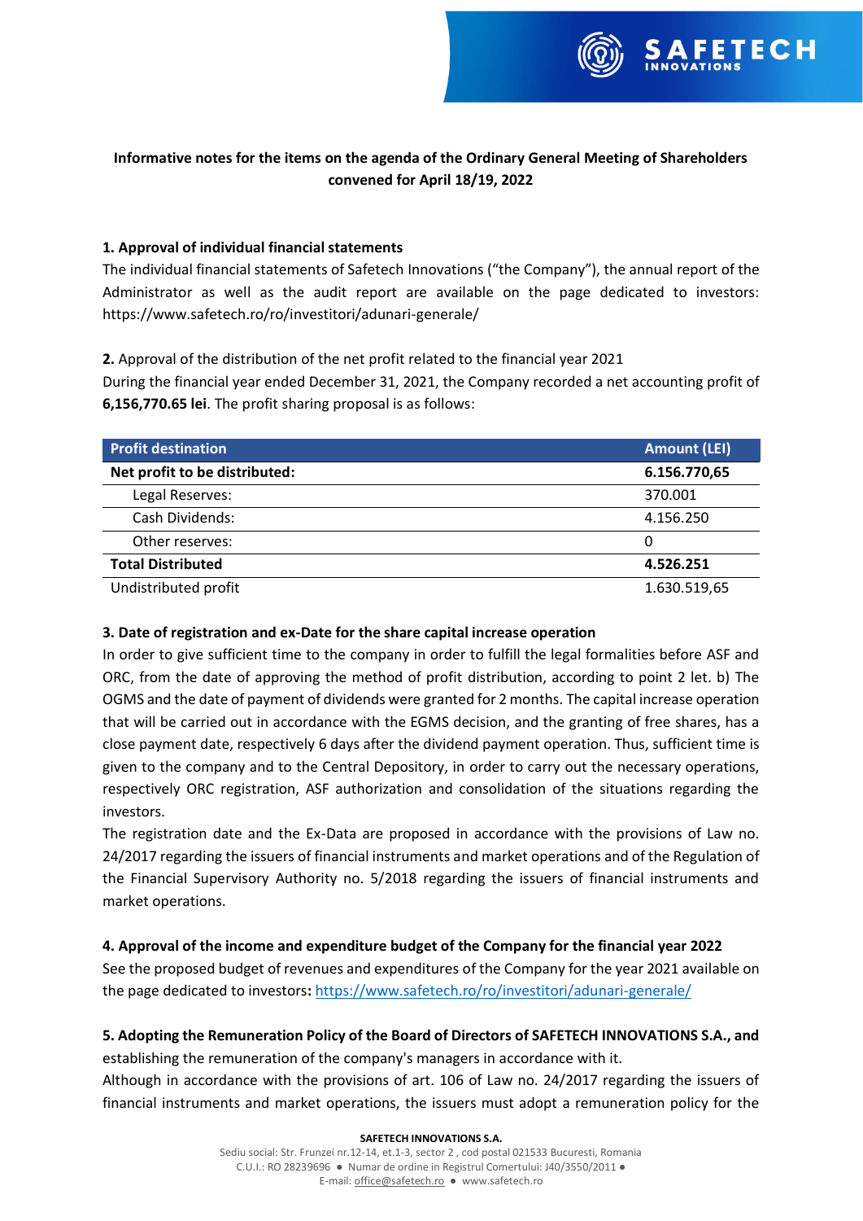**Informative notes for the items on the agenda of the Ordinary General Meeting of Shareholders convened for April 18/19, 2022**

**1. Approval of individual financial statements**

The individual financial statements of Safetech Innovations ("the Company"), the annual report of the Administrator as well as the audit report are available on the page dedicated to investors: https://www.safetech.ro/ro/investitori/adunari-generale/

**2.** Approval of the distribution of the net profit related to the financial year 2021

During the financial year ended December 31, 2021, the Company recorded a net accounting profit of **6,156,770.65 lei**. The profit sharing proposal is as follows:

| Profit destination | Amount (LEI) |
|---|---|
| **Net profit to be distributed:** | **6.156.770,65** |
| Legal Reserves: | 370.001 |
| Cash Dividends: | 4.156.250 |
| Other reserves: | 0 |
| **Total Distributed** | **4.526.251** |
| Undistributed profit | 1.630.519,65 |

**3. Date of registration and ex-Date for the share capital increase operation**

In order to give sufficient time to the company in order to fulfill the legal formalities before ASF and ORC, from the date of approving the method of profit distribution, according to point 2 let. b) The OGMS and the date of payment of dividends were granted for 2 months. The capital increase operation that will be carried out in accordance with the EGMS decision, and the granting of free shares, has a close payment date, respectively 6 days after the dividend payment operation. Thus, sufficient time is given to the company and to the Central Depository, in order to carry out the necessary operations, respectively ORC registration, ASF authorization and consolidation of the situations regarding the investors.

The registration date and the Ex-Data are proposed in accordance with the provisions of Law no. 24/2017 regarding the issuers of financial instruments and market operations and of the Regulation of the Financial Supervisory Authority no. 5/2018 regarding the issuers of financial instruments and market operations.

**4. Approval of the income and expenditure budget of the Company for the financial year 2022**

See the proposed budget of revenues and expenditures of the Company for the year 2021 available on the page dedicated to investors**:** https://www.safetech.ro/ro/investitori/adunari-generale/

**5. Adopting the Remuneration Policy of the Board of Directors of SAFETECH INNOVATIONS S.A., and** establishing the remuneration of the company's managers in accordance with it.

Although in accordance with the provisions of art. 106 of Law no. 24/2017 regarding the issuers of financial instruments and market operations, the issuers must adopt a remuneration policy for the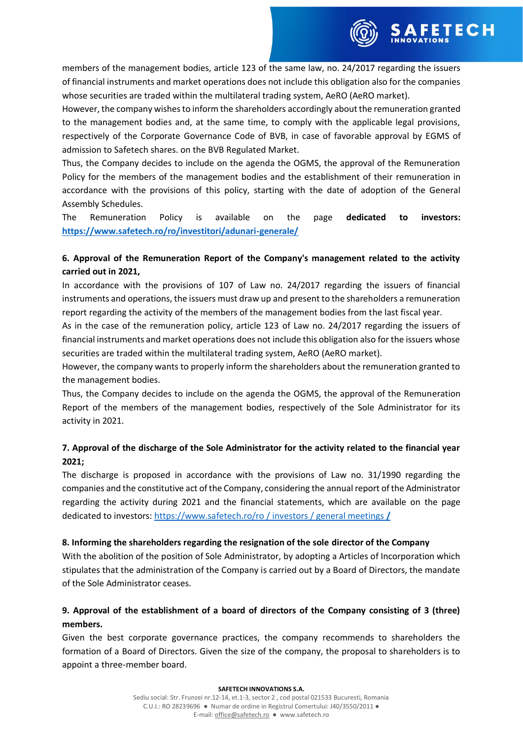members of the management bodies, article 123 of the same law, no. 24/2017 regarding the issuers of financial instruments and market operations does not include this obligation also for the companies whose securities are traded within the multilateral trading system, AeRO (AeRO market).

However, the company wishes to inform the shareholders accordingly about the remuneration granted to the management bodies and, at the same time, to comply with the applicable legal provisions, respectively of the Corporate Governance Code of BVB, in case of favorable approval by EGMS of admission to Safetech shares. on the BVB Regulated Market.

Thus, the Company decides to include on the agenda the OGMS, the approval of the Remuneration Policy for the members of the management bodies and the establishment of their remuneration in accordance with the provisions of this policy, starting with the date of adoption of the General Assembly Schedules.

The Remuneration Policy is available on the page **dedicated to investors: https://www.safetech.ro/ro/investitori/adunari-generale/**

**6. Approval of the Remuneration Report of the Company's management related to the activity carried out in 2021,**

In accordance with the provisions of 107 of Law no. 24/2017 regarding the issuers of financial instruments and operations, the issuers must draw up and present to the shareholders a remuneration report regarding the activity of the members of the management bodies from the last fiscal year.

As in the case of the remuneration policy, article 123 of Law no. 24/2017 regarding the issuers of financial instruments and market operations does not include this obligation also for the issuers whose securities are traded within the multilateral trading system, AeRO (AeRO market).

However, the company wants to properly inform the shareholders about the remuneration granted to the management bodies.

Thus, the Company decides to include on the agenda the OGMS, the approval of the Remuneration Report of the members of the management bodies, respectively of the Sole Administrator for its activity in 2021.

**7. Approval of the discharge of the Sole Administrator for the activity related to the financial year 2021;**

The discharge is proposed in accordance with the provisions of Law no. 31/1990 regarding the companies and the constitutive act of the Company, considering the annual report of the Administrator regarding the activity during 2021 and the financial statements, which are available on the page dedicated to investors: https://www.safetech.ro/ro / investors / general meetings **/**

**8. Informing the shareholders regarding the resignation of the sole director of the Company**

With the abolition of the position of Sole Administrator, by adopting a Articles of Incorporation which stipulates that the administration of the Company is carried out by a Board of Directors, the mandate of the Sole Administrator ceases.

**9. Approval of the establishment of a board of directors of the Company consisting of 3 (three) members.**

Given the best corporate governance practices, the company recommends to shareholders the formation of a Board of Directors. Given the size of the company, the proposal to shareholders is to appoint a three-member board.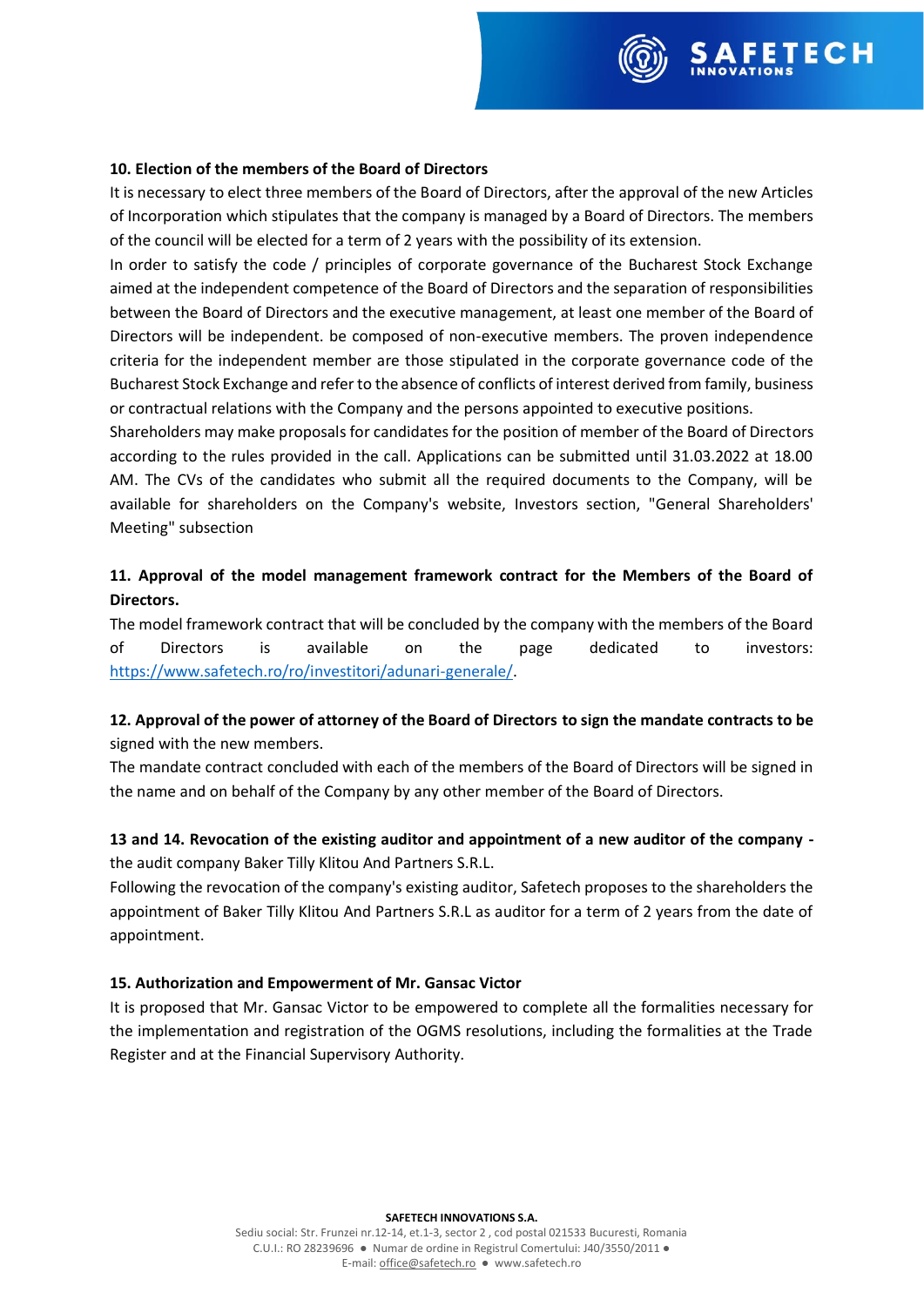**10. Election of the members of the Board of Directors**

It is necessary to elect three members of the Board of Directors, after the approval of the new Articles of Incorporation which stipulates that the company is managed by a Board of Directors. The members of the council will be elected for a term of 2 years with the possibility of its extension.

In order to satisfy the code / principles of corporate governance of the Bucharest Stock Exchange aimed at the independent competence of the Board of Directors and the separation of responsibilities between the Board of Directors and the executive management, at least one member of the Board of Directors will be independent. be composed of non-executive members. The proven independence criteria for the independent member are those stipulated in the corporate governance code of the Bucharest Stock Exchange and refer to the absence of conflicts of interest derived from family, business or contractual relations with the Company and the persons appointed to executive positions.

Shareholders may make proposals for candidates for the position of member of the Board of Directors according to the rules provided in the call. Applications can be submitted until 31.03.2022 at 18.00 AM. The CVs of the candidates who submit all the required documents to the Company, will be available for shareholders on the Company's website, Investors section, "General Shareholders' Meeting" subsection

**11. Approval of the model management framework contract for the Members of the Board of Directors.**

The model framework contract that will be concluded by the company with the members of the Board of Directors is available on the page dedicated to investors: https://www.safetech.ro/ro/investitori/adunari-generale/.

**12. Approval of the power of attorney of the Board of Directors to sign the mandate contracts to be** signed with the new members.

The mandate contract concluded with each of the members of the Board of Directors will be signed in the name and on behalf of the Company by any other member of the Board of Directors.

**13 and 14. Revocation of the existing auditor and appointment of a new auditor of the company -** the audit company Baker Tilly Klitou And Partners S.R.L.

Following the revocation of the company's existing auditor, Safetech proposes to the shareholders the appointment of Baker Tilly Klitou And Partners S.R.L as auditor for a term of 2 years from the date of appointment.

**15. Authorization and Empowerment of Mr. Gansac Victor**

It is proposed that Mr. Gansac Victor to be empowered to complete all the formalities necessary for the implementation and registration of the OGMS resolutions, including the formalities at the Trade Register and at the Financial Supervisory Authority.